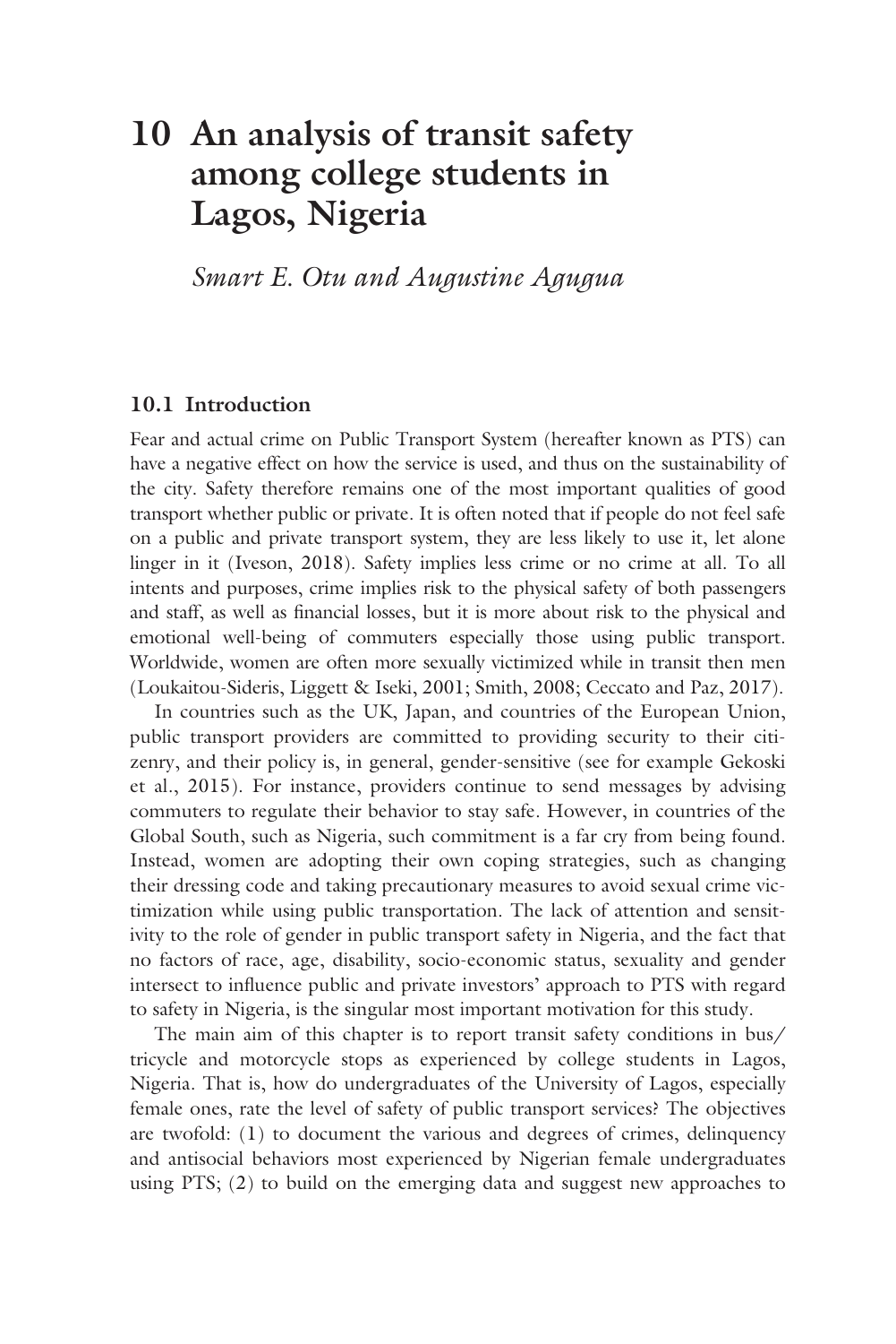# 10 An analysis of transit safety among college students in Lagos, Nigeria

*Smart E. Otu and Augustine Agugua*

## 10.1 Introduction

Fear and actual crime on Public Transport System (hereafter known as PTS) can have a negative effect on how the service is used, and thus on the sustainability of the city. Safety therefore remains one of the most important qualities of good transport whether public or private. It is often noted that if people do not feel safe on a public and private transport system, they are less likely to use it, let alone linger in it (Iveson, 2018). Safety implies less crime or no crime at all. To all intents and purposes, crime implies risk to the physical safety of both passengers and staff, as well as financial losses, but it is more about risk to the physical and emotional well-being of commuters especially those using public transport. Worldwide, women are often more sexually victimized while in transit then men (Loukaitou-Sideris, Liggett & Iseki, 2001; Smith, 2008; Ceccato and Paz, 2017).

In countries such as the UK, Japan, and countries of the European Union, public transport providers are committed to providing security to their citizenry, and their policy is, in general, gender-sensitive (see for example Gekoski et al., 2015). For instance, providers continue to send messages by advising commuters to regulate their behavior to stay safe. However, in countries of the Global South, such as Nigeria, such commitment is a far cry from being found. Instead, women are adopting their own coping strategies, such as changing their dressing code and taking precautionary measures to avoid sexual crime victimization while using public transportation. The lack of attention and sensitivity to the role of gender in public transport safety in Nigeria, and the fact that no factors of race, age, disability, socio-economic status, sexuality and gender intersect to influence public and private investors' approach to PTS with regard to safety in Nigeria, is the singular most important motivation for this study.

The main aim of this chapter is to report transit safety conditions in bus/tricycle and motorcycle stops as experienced by college students in Lagos, Nigeria. That is, how do undergraduates of the University of Lagos, especially female ones, rate the level of safety of public transport services? The objectives are twofold: (1) to document the various and degrees of crimes, delinquency and antisocial behaviors most experienced by Nigerian female undergraduates using PTS; (2) to build on the emerging data and suggest new approaches to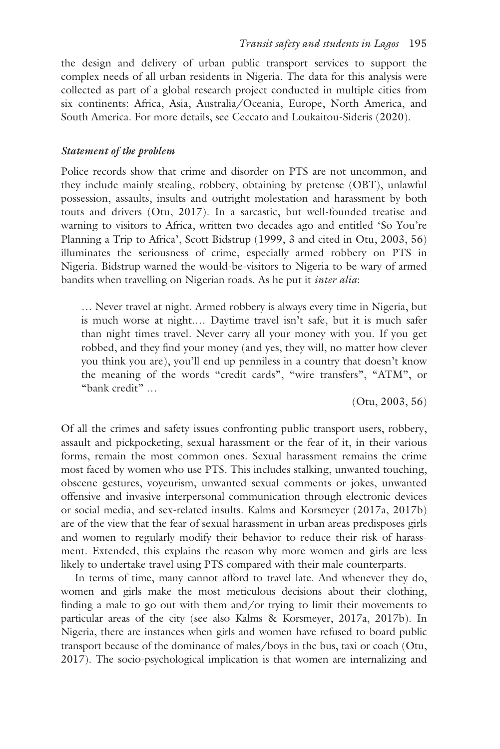the design and delivery of urban public transport services to support the complex needs of all urban residents in Nigeria. The data for this analysis were collected as part of a global research project conducted in multiple cities from six continents: Africa, Asia, Australia/Oceania, Europe, North America, and South America. For more details, see Ceccato and Loukaitou-Sideris (2020).

### *Statement of the problem*

Police records show that crime and disorder on PTS are not uncommon, and they include mainly stealing, robbery, obtaining by pretense (OBT), unlawful possession, assaults, insults and outright molestation and harassment by both touts and drivers (Otu, 2017). In a sarcastic, but well-founded treatise and warning to visitors to Africa, written two decades ago and entitled 'So You're Planning a Trip to Africa', Scott Bidstrup (1999, 3 and cited in Otu, 2003, 56) illuminates the seriousness of crime, especially armed robbery on PTS in Nigeria. Bidstrup warned the would-be-visitors to Nigeria to be wary of armed bandits when travelling on Nigerian roads. As he put it *inter alia*:

> … Never travel at night. Armed robbery is always every time in Nigeria, but is much worse at night.… Daytime travel isn't safe, but it is much safer than night times travel. Never carry all your money with you. If you get robbed, and they find your money (and yes, they will, no matter how clever you think you are), you'll end up penniless in a country that doesn't know the meaning of the words "credit cards", "wire transfers", "ATM", or "bank credit" …
>
> (Otu, 2003, 56)

Of all the crimes and safety issues confronting public transport users, robbery, assault and pickpocketing, sexual harassment or the fear of it, in their various forms, remain the most common ones. Sexual harassment remains the crime most faced by women who use PTS. This includes stalking, unwanted touching, obscene gestures, voyeurism, unwanted sexual comments or jokes, unwanted offensive and invasive interpersonal communication through electronic devices or social media, and sex-related insults. Kalms and Korsmeyer (2017a, 2017b) are of the view that the fear of sexual harassment in urban areas predisposes girls and women to regularly modify their behavior to reduce their risk of harassment. Extended, this explains the reason why more women and girls are less likely to undertake travel using PTS compared with their male counterparts.

In terms of time, many cannot afford to travel late. And whenever they do, women and girls make the most meticulous decisions about their clothing, finding a male to go out with them and/or trying to limit their movements to particular areas of the city (see also Kalms & Korsmeyer, 2017a, 2017b). In Nigeria, there are instances when girls and women have refused to board public transport because of the dominance of males/boys in the bus, taxi or coach (Otu, 2017). The socio-psychological implication is that women are internalizing and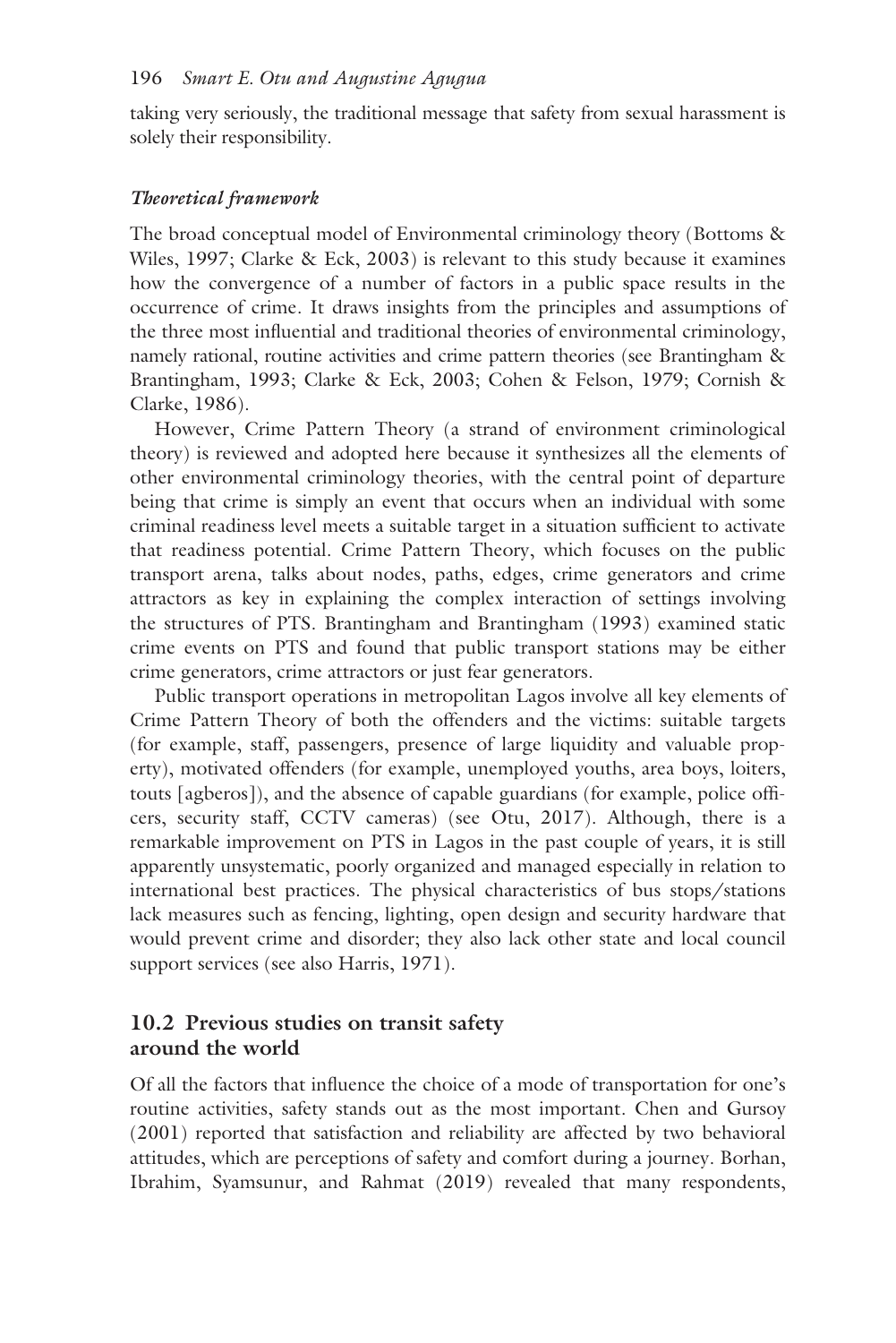taking very seriously, the traditional message that safety from sexual harassment is solely their responsibility.

### *Theoretical framework*

The broad conceptual model of Environmental criminology theory (Bottoms & Wiles, 1997; Clarke & Eck, 2003) is relevant to this study because it examines how the convergence of a number of factors in a public space results in the occurrence of crime. It draws insights from the principles and assumptions of the three most influential and traditional theories of environmental criminology, namely rational, routine activities and crime pattern theories (see Brantingham & Brantingham, 1993; Clarke & Eck, 2003; Cohen & Felson, 1979; Cornish & Clarke, 1986).

However, Crime Pattern Theory (a strand of environment criminological theory) is reviewed and adopted here because it synthesizes all the elements of other environmental criminology theories, with the central point of departure being that crime is simply an event that occurs when an individual with some criminal readiness level meets a suitable target in a situation sufficient to activate that readiness potential. Crime Pattern Theory, which focuses on the public transport arena, talks about nodes, paths, edges, crime generators and crime attractors as key in explaining the complex interaction of settings involving the structures of PTS. Brantingham and Brantingham (1993) examined static crime events on PTS and found that public transport stations may be either crime generators, crime attractors or just fear generators.

Public transport operations in metropolitan Lagos involve all key elements of Crime Pattern Theory of both the offenders and the victims: suitable targets (for example, staff, passengers, presence of large liquidity and valuable property), motivated offenders (for example, unemployed youths, area boys, loiters, touts [agberos]), and the absence of capable guardians (for example, police officers, security staff, CCTV cameras) (see Otu, 2017). Although, there is a remarkable improvement on PTS in Lagos in the past couple of years, it is still apparently unsystematic, poorly organized and managed especially in relation to international best practices. The physical characteristics of bus stops/stations lack measures such as fencing, lighting, open design and security hardware that would prevent crime and disorder; they also lack other state and local council support services (see also Harris, 1971).

## 10.2 Previous studies on transit safety around the world

Of all the factors that influence the choice of a mode of transportation for one's routine activities, safety stands out as the most important. Chen and Gursoy (2001) reported that satisfaction and reliability are affected by two behavioral attitudes, which are perceptions of safety and comfort during a journey. Borhan, Ibrahim, Syamsunur, and Rahmat (2019) revealed that many respondents,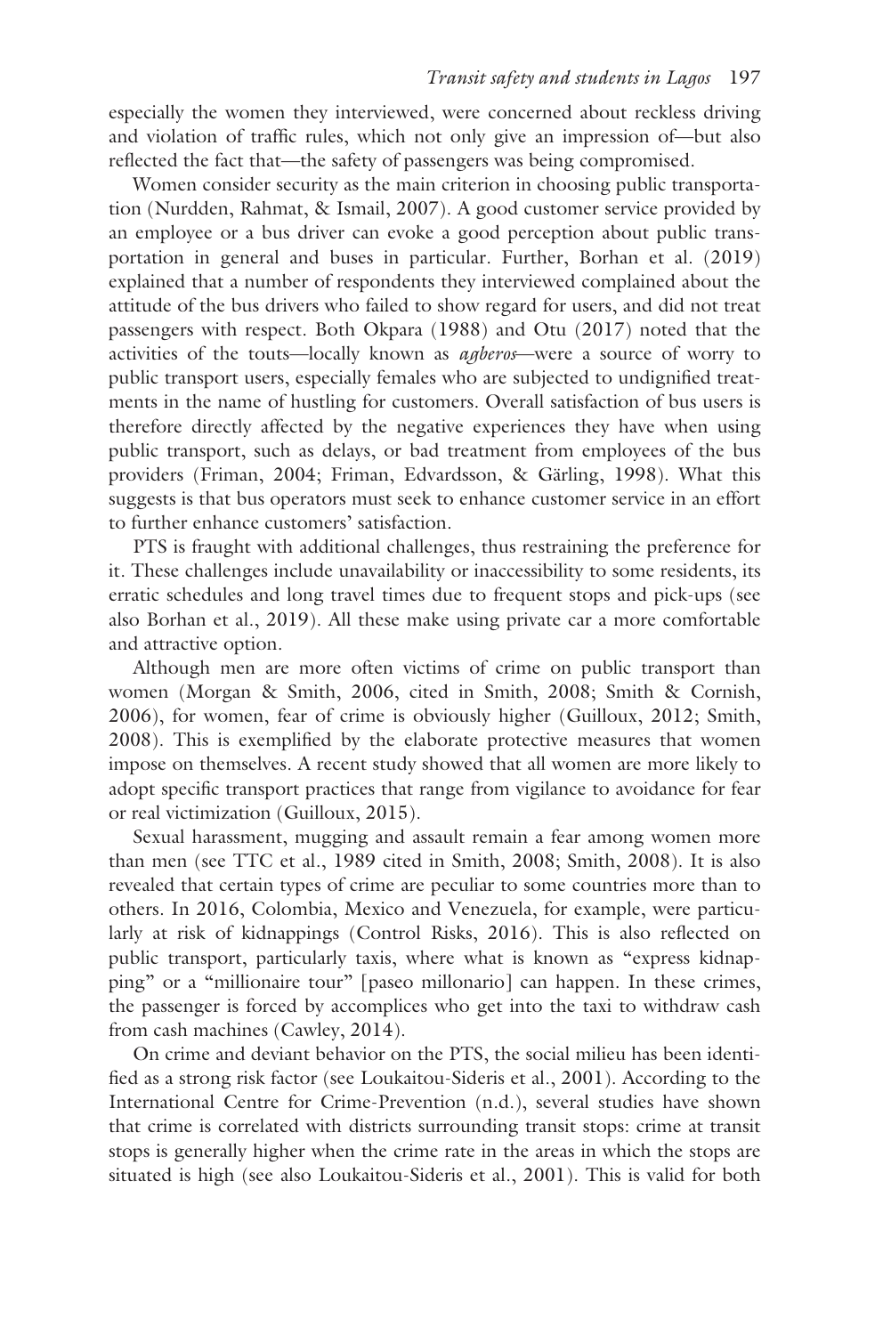especially the women they interviewed, were concerned about reckless driving and violation of traffic rules, which not only give an impression of—but also reflected the fact that—the safety of passengers was being compromised.

Women consider security as the main criterion in choosing public transportation (Nurdden, Rahmat, & Ismail, 2007). A good customer service provided by an employee or a bus driver can evoke a good perception about public transportation in general and buses in particular. Further, Borhan et al. (2019) explained that a number of respondents they interviewed complained about the attitude of the bus drivers who failed to show regard for users, and did not treat passengers with respect. Both Okpara (1988) and Otu (2017) noted that the activities of the touts—locally known as *agberos*—were a source of worry to public transport users, especially females who are subjected to undignified treatments in the name of hustling for customers. Overall satisfaction of bus users is therefore directly affected by the negative experiences they have when using public transport, such as delays, or bad treatment from employees of the bus providers (Friman, 2004; Friman, Edvardsson, & Gärling, 1998). What this suggests is that bus operators must seek to enhance customer service in an effort to further enhance customers' satisfaction.

PTS is fraught with additional challenges, thus restraining the preference for it. These challenges include unavailability or inaccessibility to some residents, its erratic schedules and long travel times due to frequent stops and pick-ups (see also Borhan et al., 2019). All these make using private car a more comfortable and attractive option.

Although men are more often victims of crime on public transport than women (Morgan & Smith, 2006, cited in Smith, 2008; Smith & Cornish, 2006), for women, fear of crime is obviously higher (Guilloux, 2012; Smith, 2008). This is exemplified by the elaborate protective measures that women impose on themselves. A recent study showed that all women are more likely to adopt specific transport practices that range from vigilance to avoidance for fear or real victimization (Guilloux, 2015).

Sexual harassment, mugging and assault remain a fear among women more than men (see TTC et al., 1989 cited in Smith, 2008; Smith, 2008). It is also revealed that certain types of crime are peculiar to some countries more than to others. In 2016, Colombia, Mexico and Venezuela, for example, were particularly at risk of kidnappings (Control Risks, 2016). This is also reflected on public transport, particularly taxis, where what is known as "express kidnapping" or a "millionaire tour" [paseo millonario] can happen. In these crimes, the passenger is forced by accomplices who get into the taxi to withdraw cash from cash machines (Cawley, 2014).

On crime and deviant behavior on the PTS, the social milieu has been identified as a strong risk factor (see Loukaitou-Sideris et al., 2001). According to the International Centre for Crime-Prevention (n.d.), several studies have shown that crime is correlated with districts surrounding transit stops: crime at transit stops is generally higher when the crime rate in the areas in which the stops are situated is high (see also Loukaitou-Sideris et al., 2001). This is valid for both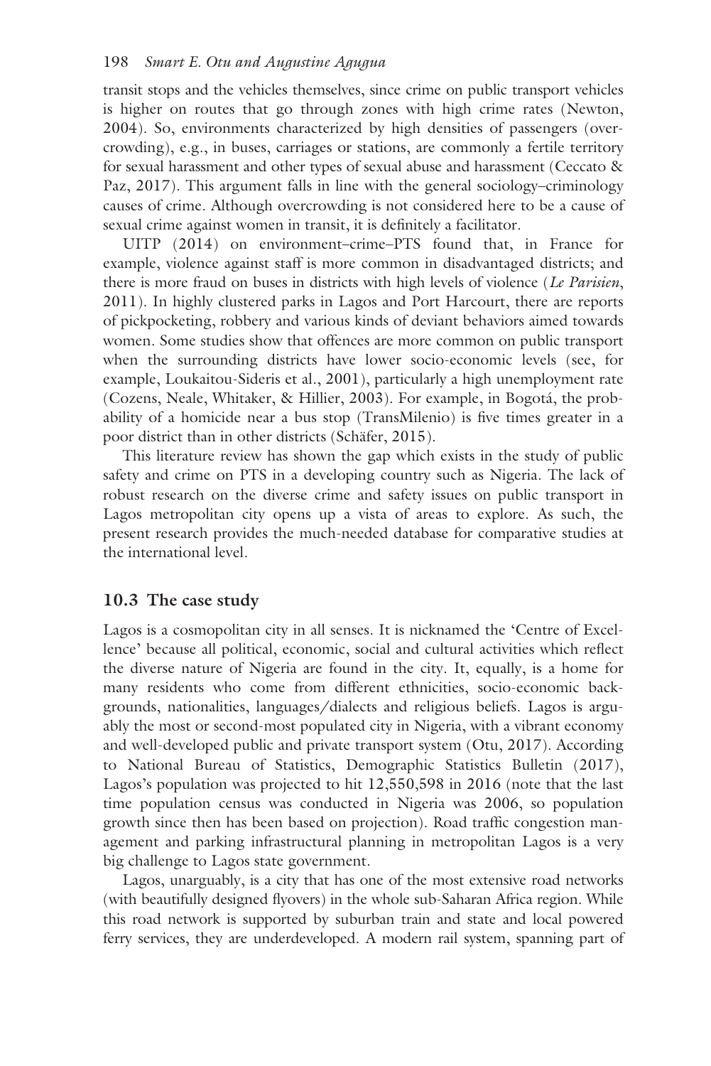transit stops and the vehicles themselves, since crime on public transport vehicles is higher on routes that go through zones with high crime rates (Newton, 2004). So, environments characterized by high densities of passengers (overcrowding), e.g., in buses, carriages or stations, are commonly a fertile territory for sexual harassment and other types of sexual abuse and harassment (Ceccato & Paz, 2017). This argument falls in line with the general sociology–criminology causes of crime. Although overcrowding is not considered here to be a cause of sexual crime against women in transit, it is definitely a facilitator.

UITP (2014) on environment–crime–PTS found that, in France for example, violence against staff is more common in disadvantaged districts; and there is more fraud on buses in districts with high levels of violence (*Le Parisien*, 2011). In highly clustered parks in Lagos and Port Harcourt, there are reports of pickpocketing, robbery and various kinds of deviant behaviors aimed towards women. Some studies show that offences are more common on public transport when the surrounding districts have lower socio-economic levels (see, for example, Loukaitou-Sideris et al., 2001), particularly a high unemployment rate (Cozens, Neale, Whitaker, & Hillier, 2003). For example, in Bogotá, the probability of a homicide near a bus stop (TransMilenio) is five times greater in a poor district than in other districts (Schäfer, 2015).

This literature review has shown the gap which exists in the study of public safety and crime on PTS in a developing country such as Nigeria. The lack of robust research on the diverse crime and safety issues on public transport in Lagos metropolitan city opens up a vista of areas to explore. As such, the present research provides the much-needed database for comparative studies at the international level.

## 10.3 The case study

Lagos is a cosmopolitan city in all senses. It is nicknamed the 'Centre of Excellence' because all political, economic, social and cultural activities which reflect the diverse nature of Nigeria are found in the city. It, equally, is a home for many residents who come from different ethnicities, socio-economic backgrounds, nationalities, languages/dialects and religious beliefs. Lagos is arguably the most or second-most populated city in Nigeria, with a vibrant economy and well-developed public and private transport system (Otu, 2017). According to National Bureau of Statistics, Demographic Statistics Bulletin (2017), Lagos's population was projected to hit 12,550,598 in 2016 (note that the last time population census was conducted in Nigeria was 2006, so population growth since then has been based on projection). Road traffic congestion management and parking infrastructural planning in metropolitan Lagos is a very big challenge to Lagos state government.

Lagos, unarguably, is a city that has one of the most extensive road networks (with beautifully designed flyovers) in the whole sub-Saharan Africa region. While this road network is supported by suburban train and state and local powered ferry services, they are underdeveloped. A modern rail system, spanning part of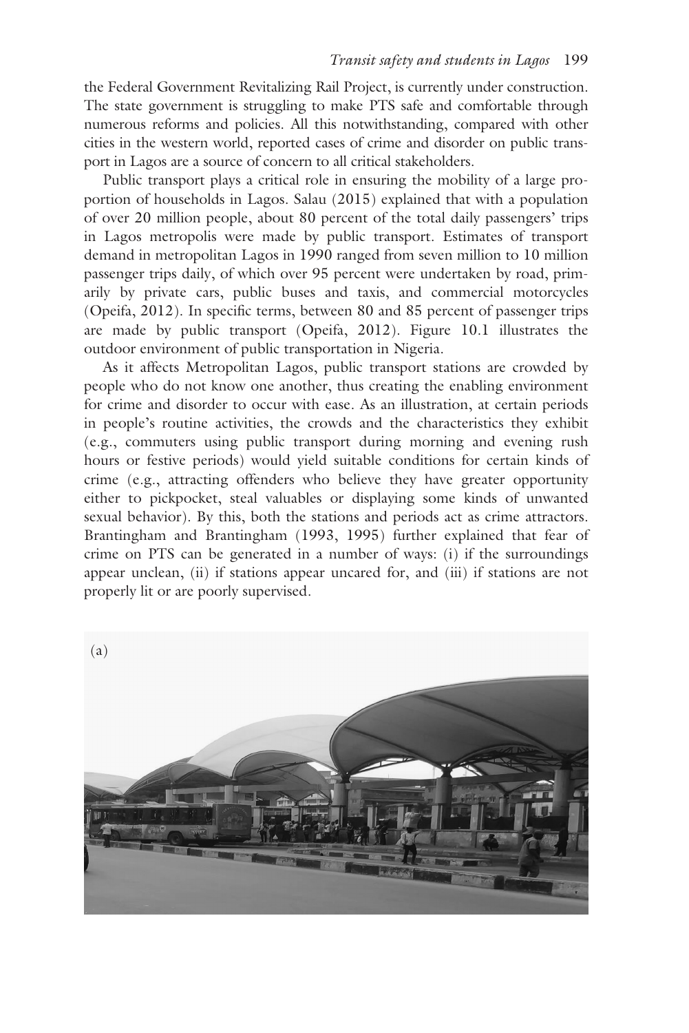the Federal Government Revitalizing Rail Project, is currently under construction. The state government is struggling to make PTS safe and comfortable through numerous reforms and policies. All this notwithstanding, compared with other cities in the western world, reported cases of crime and disorder on public transport in Lagos are a source of concern to all critical stakeholders.

Public transport plays a critical role in ensuring the mobility of a large proportion of households in Lagos. Salau (2015) explained that with a population of over 20 million people, about 80 percent of the total daily passengers' trips in Lagos metropolis were made by public transport. Estimates of transport demand in metropolitan Lagos in 1990 ranged from seven million to 10 million passenger trips daily, of which over 95 percent were undertaken by road, primarily by private cars, public buses and taxis, and commercial motorcycles (Opeifa, 2012). In specific terms, between 80 and 85 percent of passenger trips are made by public transport (Opeifa, 2012). Figure 10.1 illustrates the outdoor environment of public transportation in Nigeria.

As it affects Metropolitan Lagos, public transport stations are crowded by people who do not know one another, thus creating the enabling environment for crime and disorder to occur with ease. As an illustration, at certain periods in people's routine activities, the crowds and the characteristics they exhibit (e.g., commuters using public transport during morning and evening rush hours or festive periods) would yield suitable conditions for certain kinds of crime (e.g., attracting offenders who believe they have greater opportunity either to pickpocket, steal valuables or displaying some kinds of unwanted sexual behavior). By this, both the stations and periods act as crime attractors. Brantingham and Brantingham (1993, 1995) further explained that fear of crime on PTS can be generated in a number of ways: (i) if the surroundings appear unclean, (ii) if stations appear uncared for, and (iii) if stations are not properly lit or are poorly supervised.

(a)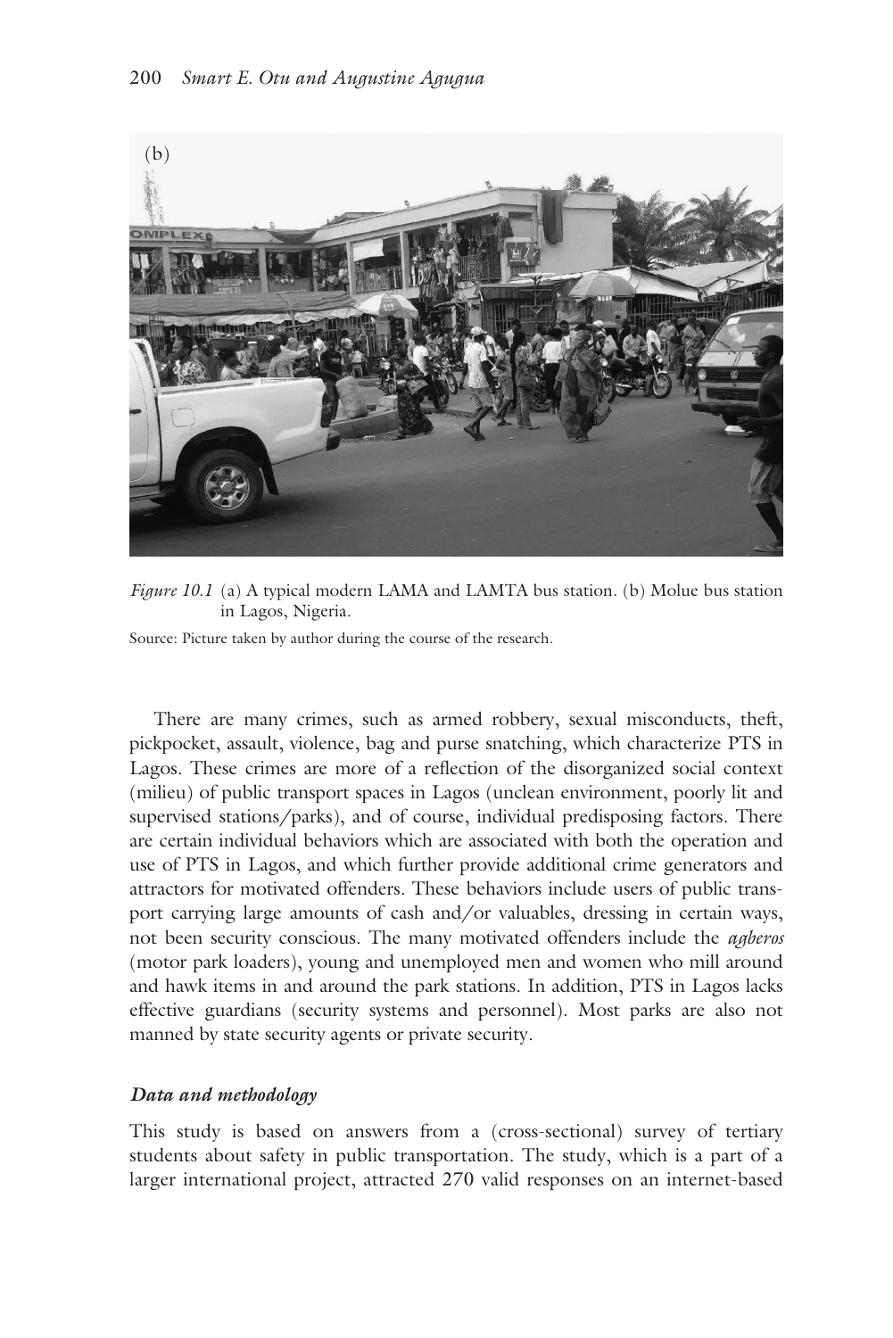*Figure 10.1* (a) A typical modern LAMA and LAMTA bus station. (b) Molue bus station in Lagos, Nigeria.

Source: Picture taken by author during the course of the research.

There are many crimes, such as armed robbery, sexual misconducts, theft, pickpocket, assault, violence, bag and purse snatching, which characterize PTS in Lagos. These crimes are more of a reflection of the disorganized social context (milieu) of public transport spaces in Lagos (unclean environment, poorly lit and supervised stations/parks), and of course, individual predisposing factors. There are certain individual behaviors which are associated with both the operation and use of PTS in Lagos, and which further provide additional crime generators and attractors for motivated offenders. These behaviors include users of public transport carrying large amounts of cash and/or valuables, dressing in certain ways, not been security conscious. The many motivated offenders include the *agberos* (motor park loaders), young and unemployed men and women who mill around and hawk items in and around the park stations. In addition, PTS in Lagos lacks effective guardians (security systems and personnel). Most parks are also not manned by state security agents or private security.

### *Data and methodology*

This study is based on answers from a (cross-sectional) survey of tertiary students about safety in public transportation. The study, which is a part of a larger international project, attracted 270 valid responses on an internet-based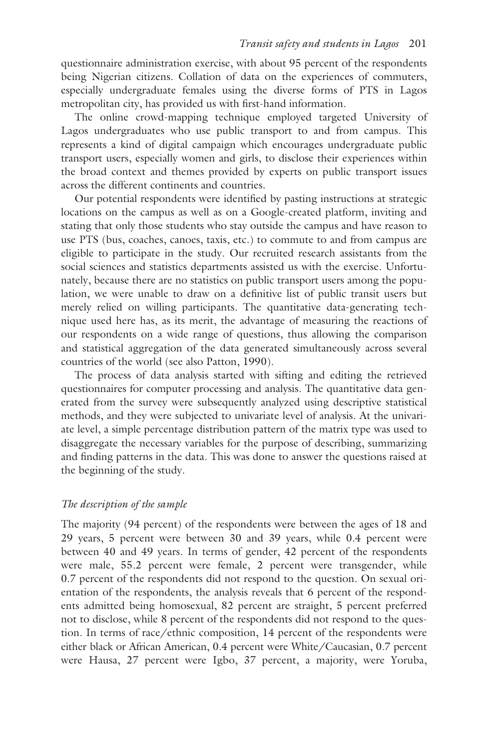questionnaire administration exercise, with about 95 percent of the respondents being Nigerian citizens. Collation of data on the experiences of commuters, especially undergraduate females using the diverse forms of PTS in Lagos metropolitan city, has provided us with first-hand information.

The online crowd-mapping technique employed targeted University of Lagos undergraduates who use public transport to and from campus. This represents a kind of digital campaign which encourages undergraduate public transport users, especially women and girls, to disclose their experiences within the broad context and themes provided by experts on public transport issues across the different continents and countries.

Our potential respondents were identified by pasting instructions at strategic locations on the campus as well as on a Google-created platform, inviting and stating that only those students who stay outside the campus and have reason to use PTS (bus, coaches, canoes, taxis, etc.) to commute to and from campus are eligible to participate in the study. Our recruited research assistants from the social sciences and statistics departments assisted us with the exercise. Unfortunately, because there are no statistics on public transport users among the population, we were unable to draw on a definitive list of public transit users but merely relied on willing participants. The quantitative data-generating technique used here has, as its merit, the advantage of measuring the reactions of our respondents on a wide range of questions, thus allowing the comparison and statistical aggregation of the data generated simultaneously across several countries of the world (see also Patton, 1990).

The process of data analysis started with sifting and editing the retrieved questionnaires for computer processing and analysis. The quantitative data generated from the survey were subsequently analyzed using descriptive statistical methods, and they were subjected to univariate level of analysis. At the univariate level, a simple percentage distribution pattern of the matrix type was used to disaggregate the necessary variables for the purpose of describing, summarizing and finding patterns in the data. This was done to answer the questions raised at the beginning of the study.

### *The description of the sample*

The majority (94 percent) of the respondents were between the ages of 18 and 29 years, 5 percent were between 30 and 39 years, while 0.4 percent were between 40 and 49 years. In terms of gender, 42 percent of the respondents were male, 55.2 percent were female, 2 percent were transgender, while 0.7 percent of the respondents did not respond to the question. On sexual orientation of the respondents, the analysis reveals that 6 percent of the respondents admitted being homosexual, 82 percent are straight, 5 percent preferred not to disclose, while 8 percent of the respondents did not respond to the question. In terms of race/ethnic composition, 14 percent of the respondents were either black or African American, 0.4 percent were White/Caucasian, 0.7 percent were Hausa, 27 percent were Igbo, 37 percent, a majority, were Yoruba,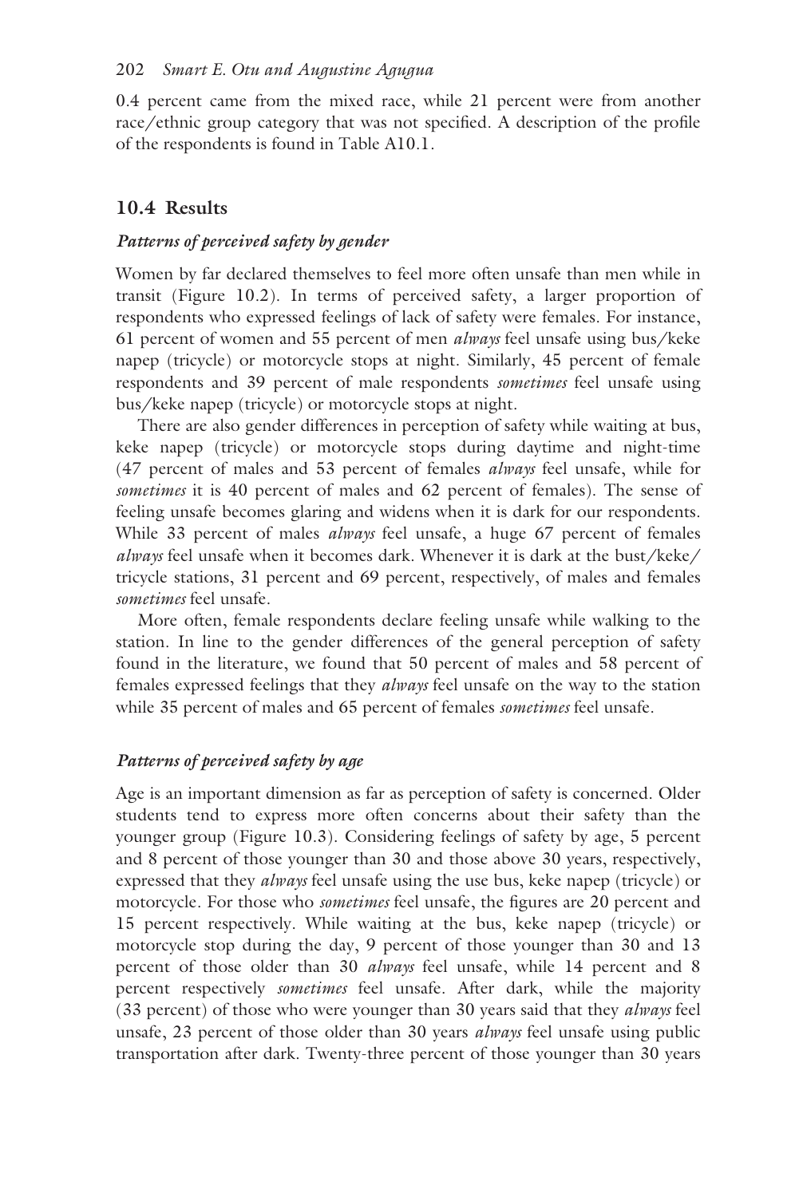0.4 percent came from the mixed race, while 21 percent were from another race/ethnic group category that was not specified. A description of the profile of the respondents is found in Table A10.1.

## 10.4 Results

### *Patterns of perceived safety by gender*

Women by far declared themselves to feel more often unsafe than men while in transit (Figure 10.2). In terms of perceived safety, a larger proportion of respondents who expressed feelings of lack of safety were females. For instance, 61 percent of women and 55 percent of men *always* feel unsafe using bus/keke napep (tricycle) or motorcycle stops at night. Similarly, 45 percent of female respondents and 39 percent of male respondents *sometimes* feel unsafe using bus/keke napep (tricycle) or motorcycle stops at night.

There are also gender differences in perception of safety while waiting at bus, keke napep (tricycle) or motorcycle stops during daytime and night-time (47 percent of males and 53 percent of females *always* feel unsafe, while for *sometimes* it is 40 percent of males and 62 percent of females). The sense of feeling unsafe becomes glaring and widens when it is dark for our respondents. While 33 percent of males *always* feel unsafe, a huge 67 percent of females *always* feel unsafe when it becomes dark. Whenever it is dark at the bust/keke/tricycle stations, 31 percent and 69 percent, respectively, of males and females *sometimes* feel unsafe.

More often, female respondents declare feeling unsafe while walking to the station. In line to the gender differences of the general perception of safety found in the literature, we found that 50 percent of males and 58 percent of females expressed feelings that they *always* feel unsafe on the way to the station while 35 percent of males and 65 percent of females *sometimes* feel unsafe.

### *Patterns of perceived safety by age*

Age is an important dimension as far as perception of safety is concerned. Older students tend to express more often concerns about their safety than the younger group (Figure 10.3). Considering feelings of safety by age, 5 percent and 8 percent of those younger than 30 and those above 30 years, respectively, expressed that they *always* feel unsafe using the use bus, keke napep (tricycle) or motorcycle. For those who *sometimes* feel unsafe, the figures are 20 percent and 15 percent respectively. While waiting at the bus, keke napep (tricycle) or motorcycle stop during the day, 9 percent of those younger than 30 and 13 percent of those older than 30 *always* feel unsafe, while 14 percent and 8 percent respectively *sometimes* feel unsafe. After dark, while the majority (33 percent) of those who were younger than 30 years said that they *always* feel unsafe, 23 percent of those older than 30 years *always* feel unsafe using public transportation after dark. Twenty-three percent of those younger than 30 years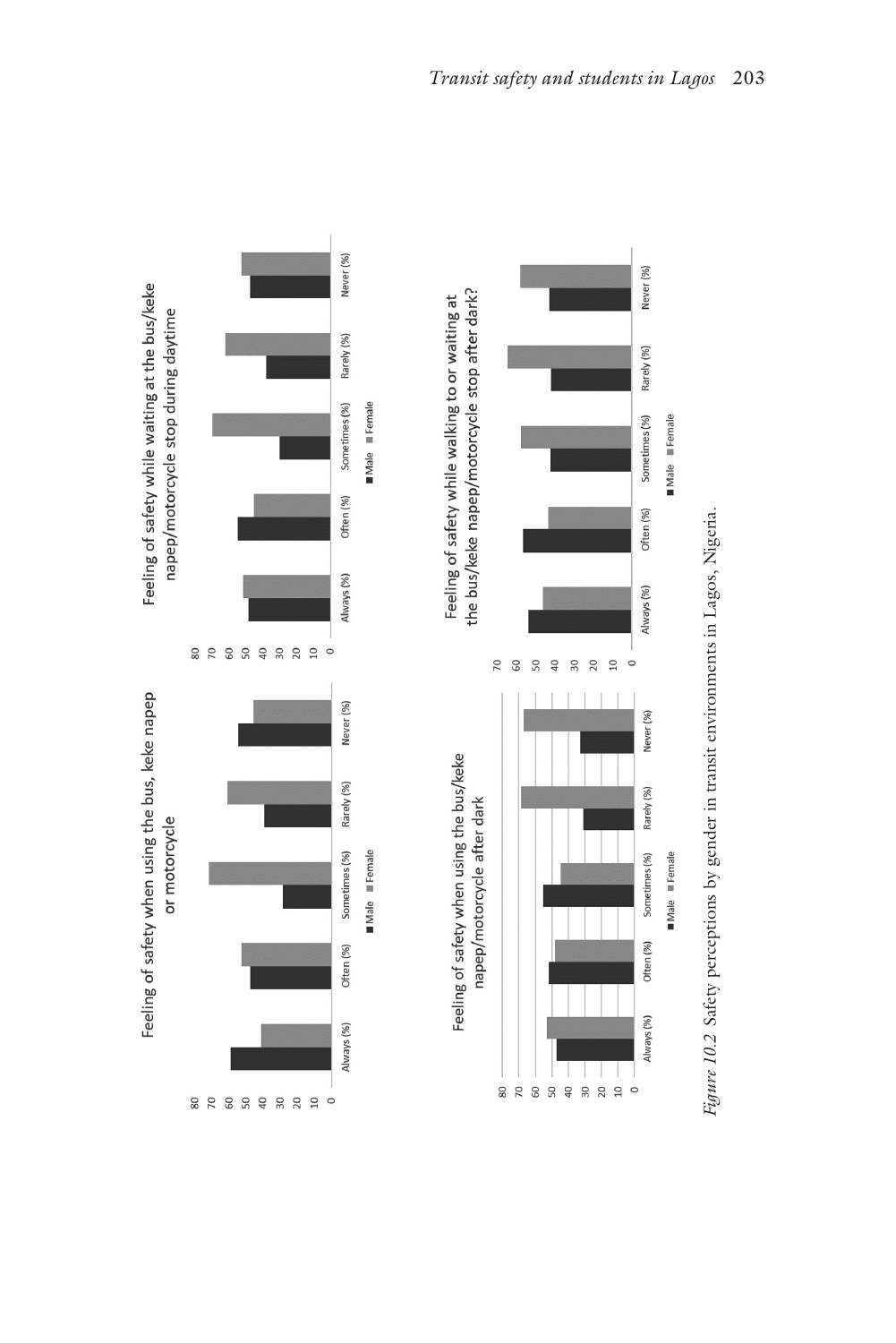Feeling of safety when using the bus, keke napep or motorcycle

Feeling of safety while waiting at the bus/keke napep/motorcycle stop during daytime

Feeling of safety when using the bus/keke napep/motorcycle after dark

Feeling of safety while walking to or waiting at the bus/keke napep/motorcycle stop after dark?

*Figure 10.2* Safety perceptions by gender in transit environments in Lagos, Nigeria.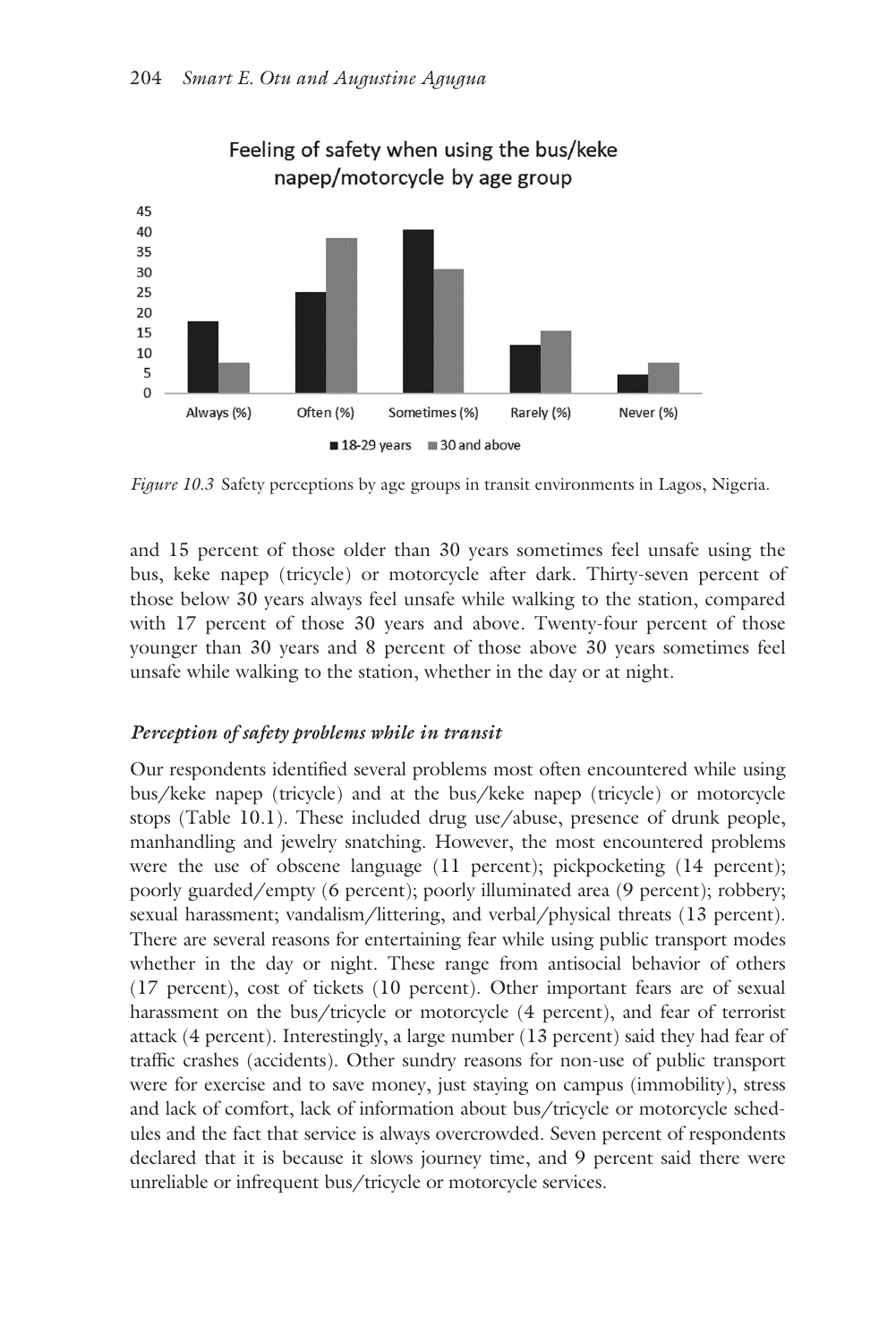Feeling of safety when using the bus/keke napep/motorcycle by age group

*Figure 10.3* Safety perceptions by age groups in transit environments in Lagos, Nigeria.

and 15 percent of those older than 30 years sometimes feel unsafe using the bus, keke napep (tricycle) or motorcycle after dark. Thirty-seven percent of those below 30 years always feel unsafe while walking to the station, compared with 17 percent of those 30 years and above. Twenty-four percent of those younger than 30 years and 8 percent of those above 30 years sometimes feel unsafe while walking to the station, whether in the day or at night.

### *Perception of safety problems while in transit*

Our respondents identified several problems most often encountered while using bus/keke napep (tricycle) and at the bus/keke napep (tricycle) or motorcycle stops (Table 10.1). These included drug use/abuse, presence of drunk people, manhandling and jewelry snatching. However, the most encountered problems were the use of obscene language (11 percent); pickpocketing (14 percent); poorly guarded/empty (6 percent); poorly illuminated area (9 percent); robbery; sexual harassment; vandalism/littering, and verbal/physical threats (13 percent). There are several reasons for entertaining fear while using public transport modes whether in the day or night. These range from antisocial behavior of others (17 percent), cost of tickets (10 percent). Other important fears are of sexual harassment on the bus/tricycle or motorcycle (4 percent), and fear of terrorist attack (4 percent). Interestingly, a large number (13 percent) said they had fear of traffic crashes (accidents). Other sundry reasons for non-use of public transport were for exercise and to save money, just staying on campus (immobility), stress and lack of comfort, lack of information about bus/tricycle or motorcycle schedules and the fact that service is always overcrowded. Seven percent of respondents declared that it is because it slows journey time, and 9 percent said there were unreliable or infrequent bus/tricycle or motorcycle services.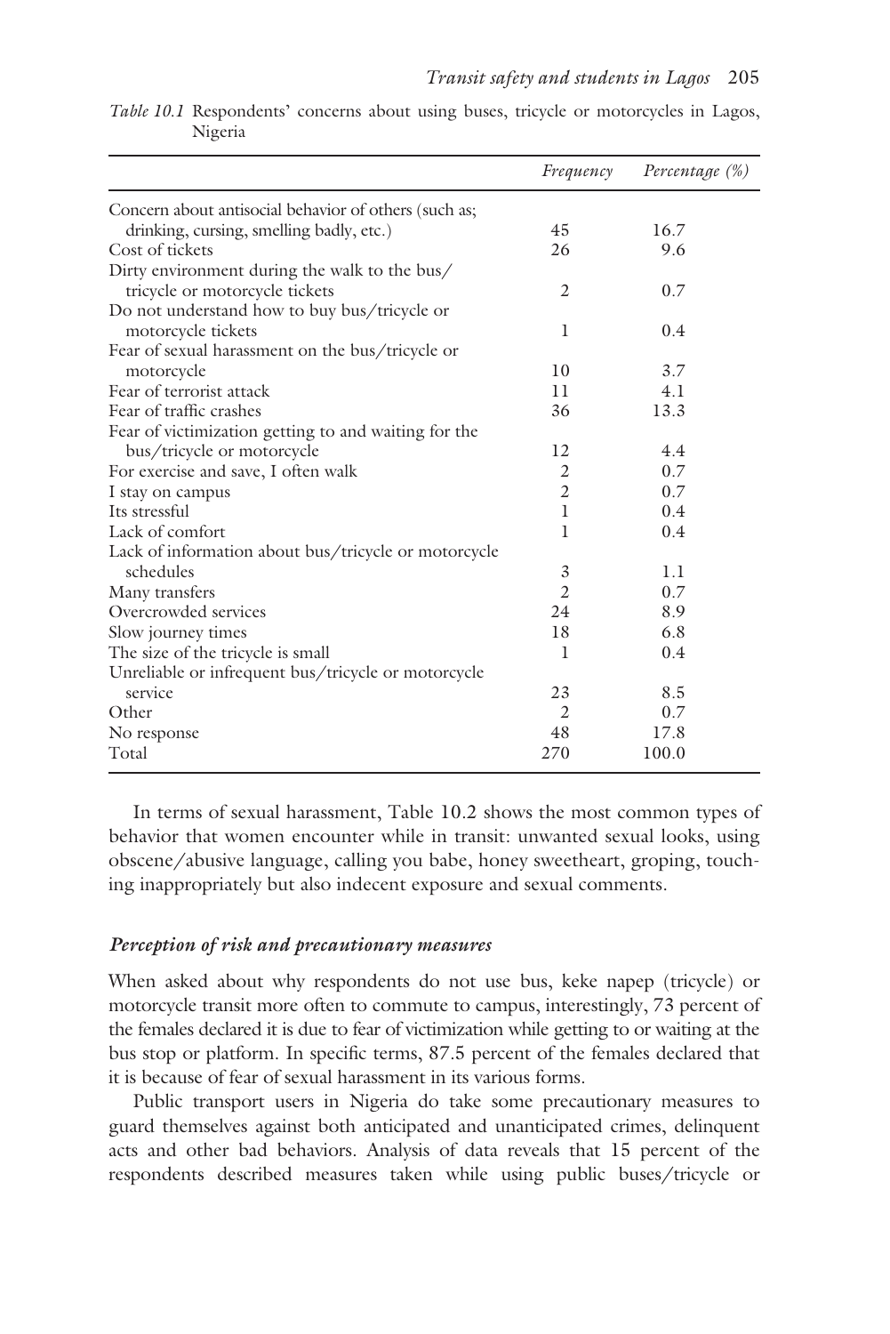*Table 10.1* Respondents' concerns about using buses, tricycle or motorcycles in Lagos, Nigeria

| | *Frequency* | *Percentage (%)* |
|---|---|---|
| Concern about antisocial behavior of others (such as; drinking, cursing, smelling badly, etc.) | 45 | 16.7 |
| Cost of tickets | 26 | 9.6 |
| Dirty environment during the walk to the bus/tricycle or motorcycle tickets | 2 | 0.7 |
| Do not understand how to buy bus/tricycle or motorcycle tickets | 1 | 0.4 |
| Fear of sexual harassment on the bus/tricycle or motorcycle | 10 | 3.7 |
| Fear of terrorist attack | 11 | 4.1 |
| Fear of traffic crashes | 36 | 13.3 |
| Fear of victimization getting to and waiting for the bus/tricycle or motorcycle | 12 | 4.4 |
| For exercise and save, I often walk | 2 | 0.7 |
| I stay on campus | 2 | 0.7 |
| Its stressful | 1 | 0.4 |
| Lack of comfort | 1 | 0.4 |
| Lack of information about bus/tricycle or motorcycle schedules | 3 | 1.1 |
| Many transfers | 2 | 0.7 |
| Overcrowded services | 24 | 8.9 |
| Slow journey times | 18 | 6.8 |
| The size of the tricycle is small | 1 | 0.4 |
| Unreliable or infrequent bus/tricycle or motorcycle service | 23 | 8.5 |
| Other | 2 | 0.7 |
| No response | 48 | 17.8 |
| Total | 270 | 100.0 |

In terms of sexual harassment, Table 10.2 shows the most common types of behavior that women encounter while in transit: unwanted sexual looks, using obscene/abusive language, calling you babe, honey sweetheart, groping, touching inappropriately but also indecent exposure and sexual comments.

### *Perception of risk and precautionary measures*

When asked about why respondents do not use bus, keke napep (tricycle) or motorcycle transit more often to commute to campus, interestingly, 73 percent of the females declared it is due to fear of victimization while getting to or waiting at the bus stop or platform. In specific terms, 87.5 percent of the females declared that it is because of fear of sexual harassment in its various forms.

Public transport users in Nigeria do take some precautionary measures to guard themselves against both anticipated and unanticipated crimes, delinquent acts and other bad behaviors. Analysis of data reveals that 15 percent of the respondents described measures taken while using public buses/tricycle or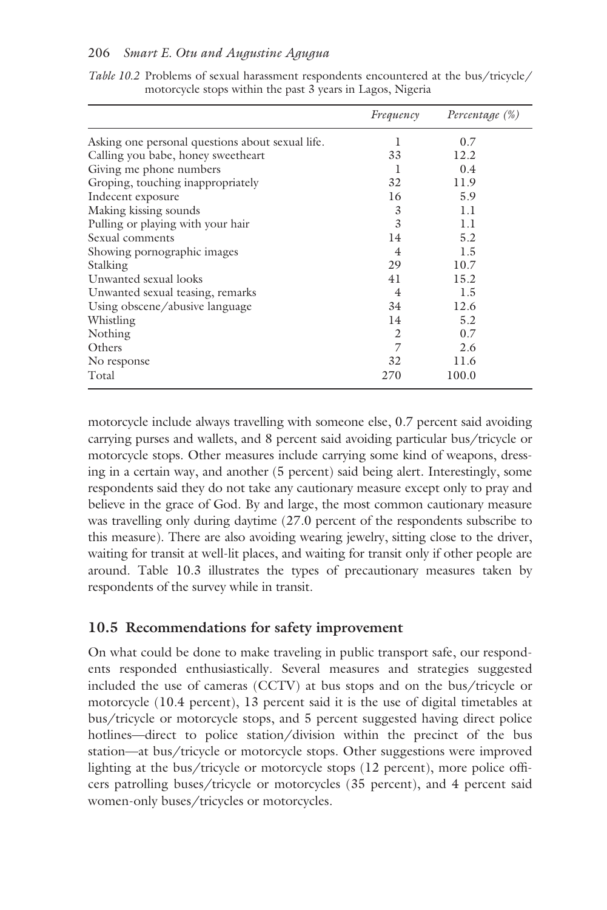*Table 10.2* Problems of sexual harassment respondents encountered at the bus/tricycle/motorcycle stops within the past 3 years in Lagos, Nigeria

| | *Frequency* | *Percentage (%)* |
|---|---|---|
| Asking one personal questions about sexual life. | 1 | 0.7 |
| Calling you babe, honey sweetheart | 33 | 12.2 |
| Giving me phone numbers | 1 | 0.4 |
| Groping, touching inappropriately | 32 | 11.9 |
| Indecent exposure | 16 | 5.9 |
| Making kissing sounds | 3 | 1.1 |
| Pulling or playing with your hair | 3 | 1.1 |
| Sexual comments | 14 | 5.2 |
| Showing pornographic images | 4 | 1.5 |
| Stalking | 29 | 10.7 |
| Unwanted sexual looks | 41 | 15.2 |
| Unwanted sexual teasing, remarks | 4 | 1.5 |
| Using obscene/abusive language | 34 | 12.6 |
| Whistling | 14 | 5.2 |
| Nothing | 2 | 0.7 |
| Others | 7 | 2.6 |
| No response | 32 | 11.6 |
| Total | 270 | 100.0 |

motorcycle include always travelling with someone else, 0.7 percent said avoiding carrying purses and wallets, and 8 percent said avoiding particular bus/tricycle or motorcycle stops. Other measures include carrying some kind of weapons, dressing in a certain way, and another (5 percent) said being alert. Interestingly, some respondents said they do not take any cautionary measure except only to pray and believe in the grace of God. By and large, the most common cautionary measure was travelling only during daytime (27.0 percent of the respondents subscribe to this measure). There are also avoiding wearing jewelry, sitting close to the driver, waiting for transit at well-lit places, and waiting for transit only if other people are around. Table 10.3 illustrates the types of precautionary measures taken by respondents of the survey while in transit.

## 10.5 Recommendations for safety improvement

On what could be done to make traveling in public transport safe, our respondents responded enthusiastically. Several measures and strategies suggested included the use of cameras (CCTV) at bus stops and on the bus/tricycle or motorcycle (10.4 percent), 13 percent said it is the use of digital timetables at bus/tricycle or motorcycle stops, and 5 percent suggested having direct police hotlines—direct to police station/division within the precinct of the bus station—at bus/tricycle or motorcycle stops. Other suggestions were improved lighting at the bus/tricycle or motorcycle stops (12 percent), more police officers patrolling buses/tricycle or motorcycles (35 percent), and 4 percent said women-only buses/tricycles or motorcycles.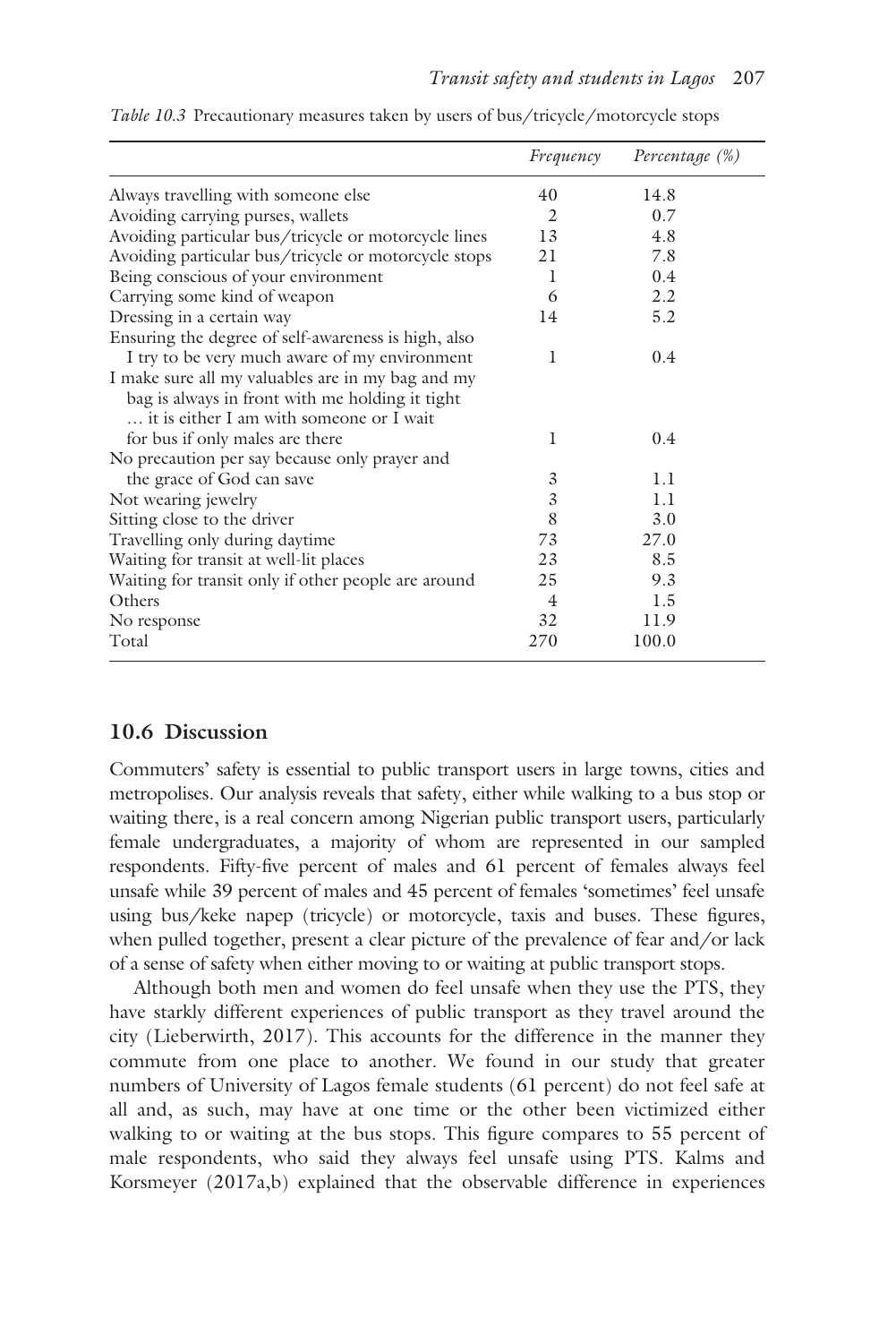*Table 10.3* Precautionary measures taken by users of bus/tricycle/motorcycle stops

| | *Frequency* | *Percentage (%)* |
|---|---|---|
| Always travelling with someone else | 40 | 14.8 |
| Avoiding carrying purses, wallets | 2 | 0.7 |
| Avoiding particular bus/tricycle or motorcycle lines | 13 | 4.8 |
| Avoiding particular bus/tricycle or motorcycle stops | 21 | 7.8 |
| Being conscious of your environment | 1 | 0.4 |
| Carrying some kind of weapon | 6 | 2.2 |
| Dressing in a certain way | 14 | 5.2 |
| Ensuring the degree of self-awareness is high, also I try to be very much aware of my environment | 1 | 0.4 |
| I make sure all my valuables are in my bag and my bag is always in front with me holding it tight … it is either I am with someone or I wait for bus if only males are there | 1 | 0.4 |
| No precaution per say because only prayer and the grace of God can save | 3 | 1.1 |
| Not wearing jewelry | 3 | 1.1 |
| Sitting close to the driver | 8 | 3.0 |
| Travelling only during daytime | 73 | 27.0 |
| Waiting for transit at well-lit places | 23 | 8.5 |
| Waiting for transit only if other people are around | 25 | 9.3 |
| Others | 4 | 1.5 |
| No response | 32 | 11.9 |
| Total | 270 | 100.0 |

## 10.6 Discussion

Commuters' safety is essential to public transport users in large towns, cities and metropolises. Our analysis reveals that safety, either while walking to a bus stop or waiting there, is a real concern among Nigerian public transport users, particularly female undergraduates, a majority of whom are represented in our sampled respondents. Fifty-five percent of males and 61 percent of females always feel unsafe while 39 percent of males and 45 percent of females 'sometimes' feel unsafe using bus/keke napep (tricycle) or motorcycle, taxis and buses. These figures, when pulled together, present a clear picture of the prevalence of fear and/or lack of a sense of safety when either moving to or waiting at public transport stops.

Although both men and women do feel unsafe when they use the PTS, they have starkly different experiences of public transport as they travel around the city (Lieberwirth, 2017). This accounts for the difference in the manner they commute from one place to another. We found in our study that greater numbers of University of Lagos female students (61 percent) do not feel safe at all and, as such, may have at one time or the other been victimized either walking to or waiting at the bus stops. This figure compares to 55 percent of male respondents, who said they always feel unsafe using PTS. Kalms and Korsmeyer (2017a,b) explained that the observable difference in experiences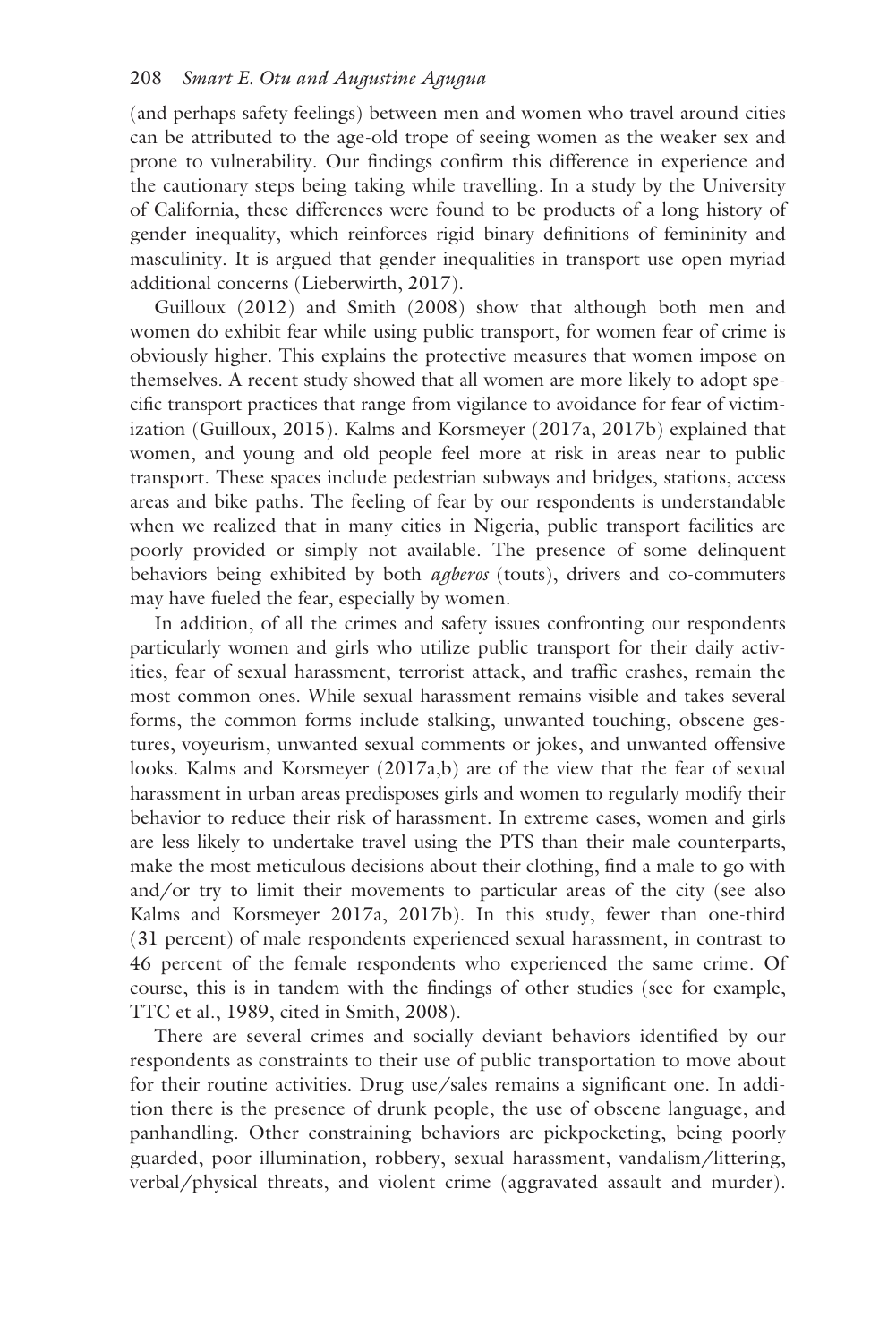(and perhaps safety feelings) between men and women who travel around cities can be attributed to the age-old trope of seeing women as the weaker sex and prone to vulnerability. Our findings confirm this difference in experience and the cautionary steps being taking while travelling. In a study by the University of California, these differences were found to be products of a long history of gender inequality, which reinforces rigid binary definitions of femininity and masculinity. It is argued that gender inequalities in transport use open myriad additional concerns (Lieberwirth, 2017).

Guilloux (2012) and Smith (2008) show that although both men and women do exhibit fear while using public transport, for women fear of crime is obviously higher. This explains the protective measures that women impose on themselves. A recent study showed that all women are more likely to adopt specific transport practices that range from vigilance to avoidance for fear of victimization (Guilloux, 2015). Kalms and Korsmeyer (2017a, 2017b) explained that women, and young and old people feel more at risk in areas near to public transport. These spaces include pedestrian subways and bridges, stations, access areas and bike paths. The feeling of fear by our respondents is understandable when we realized that in many cities in Nigeria, public transport facilities are poorly provided or simply not available. The presence of some delinquent behaviors being exhibited by both *agberos* (touts), drivers and co-commuters may have fueled the fear, especially by women.

In addition, of all the crimes and safety issues confronting our respondents particularly women and girls who utilize public transport for their daily activities, fear of sexual harassment, terrorist attack, and traffic crashes, remain the most common ones. While sexual harassment remains visible and takes several forms, the common forms include stalking, unwanted touching, obscene gestures, voyeurism, unwanted sexual comments or jokes, and unwanted offensive looks. Kalms and Korsmeyer (2017a,b) are of the view that the fear of sexual harassment in urban areas predisposes girls and women to regularly modify their behavior to reduce their risk of harassment. In extreme cases, women and girls are less likely to undertake travel using the PTS than their male counterparts, make the most meticulous decisions about their clothing, find a male to go with and/or try to limit their movements to particular areas of the city (see also Kalms and Korsmeyer 2017a, 2017b). In this study, fewer than one-third (31 percent) of male respondents experienced sexual harassment, in contrast to 46 percent of the female respondents who experienced the same crime. Of course, this is in tandem with the findings of other studies (see for example, TTC et al., 1989, cited in Smith, 2008).

There are several crimes and socially deviant behaviors identified by our respondents as constraints to their use of public transportation to move about for their routine activities. Drug use/sales remains a significant one. In addition there is the presence of drunk people, the use of obscene language, and panhandling. Other constraining behaviors are pickpocketing, being poorly guarded, poor illumination, robbery, sexual harassment, vandalism/littering, verbal/physical threats, and violent crime (aggravated assault and murder).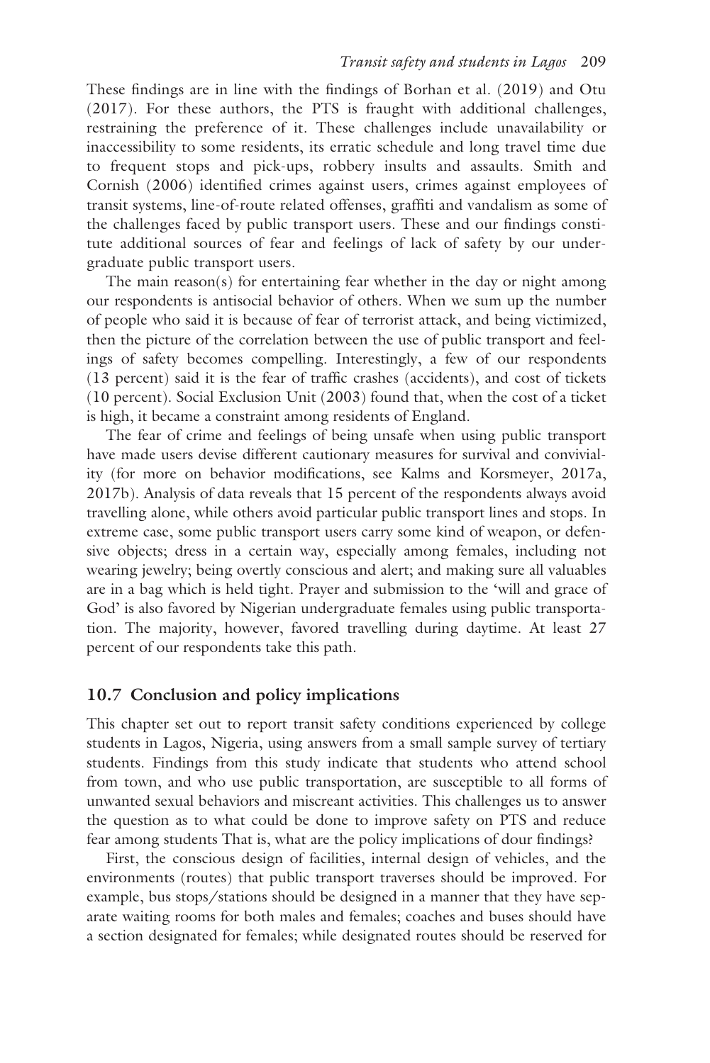These findings are in line with the findings of Borhan et al. (2019) and Otu (2017). For these authors, the PTS is fraught with additional challenges, restraining the preference of it. These challenges include unavailability or inaccessibility to some residents, its erratic schedule and long travel time due to frequent stops and pick-ups, robbery insults and assaults. Smith and Cornish (2006) identified crimes against users, crimes against employees of transit systems, line-of-route related offenses, graffiti and vandalism as some of the challenges faced by public transport users. These and our findings constitute additional sources of fear and feelings of lack of safety by our undergraduate public transport users.

The main reason(s) for entertaining fear whether in the day or night among our respondents is antisocial behavior of others. When we sum up the number of people who said it is because of fear of terrorist attack, and being victimized, then the picture of the correlation between the use of public transport and feelings of safety becomes compelling. Interestingly, a few of our respondents (13 percent) said it is the fear of traffic crashes (accidents), and cost of tickets (10 percent). Social Exclusion Unit (2003) found that, when the cost of a ticket is high, it became a constraint among residents of England.

The fear of crime and feelings of being unsafe when using public transport have made users devise different cautionary measures for survival and conviviality (for more on behavior modifications, see Kalms and Korsmeyer, 2017a, 2017b). Analysis of data reveals that 15 percent of the respondents always avoid travelling alone, while others avoid particular public transport lines and stops. In extreme case, some public transport users carry some kind of weapon, or defensive objects; dress in a certain way, especially among females, including not wearing jewelry; being overtly conscious and alert; and making sure all valuables are in a bag which is held tight. Prayer and submission to the 'will and grace of God' is also favored by Nigerian undergraduate females using public transportation. The majority, however, favored travelling during daytime. At least 27 percent of our respondents take this path.

## 10.7 Conclusion and policy implications

This chapter set out to report transit safety conditions experienced by college students in Lagos, Nigeria, using answers from a small sample survey of tertiary students. Findings from this study indicate that students who attend school from town, and who use public transportation, are susceptible to all forms of unwanted sexual behaviors and miscreant activities. This challenges us to answer the question as to what could be done to improve safety on PTS and reduce fear among students That is, what are the policy implications of dour findings?

First, the conscious design of facilities, internal design of vehicles, and the environments (routes) that public transport traverses should be improved. For example, bus stops/stations should be designed in a manner that they have separate waiting rooms for both males and females; coaches and buses should have a section designated for females; while designated routes should be reserved for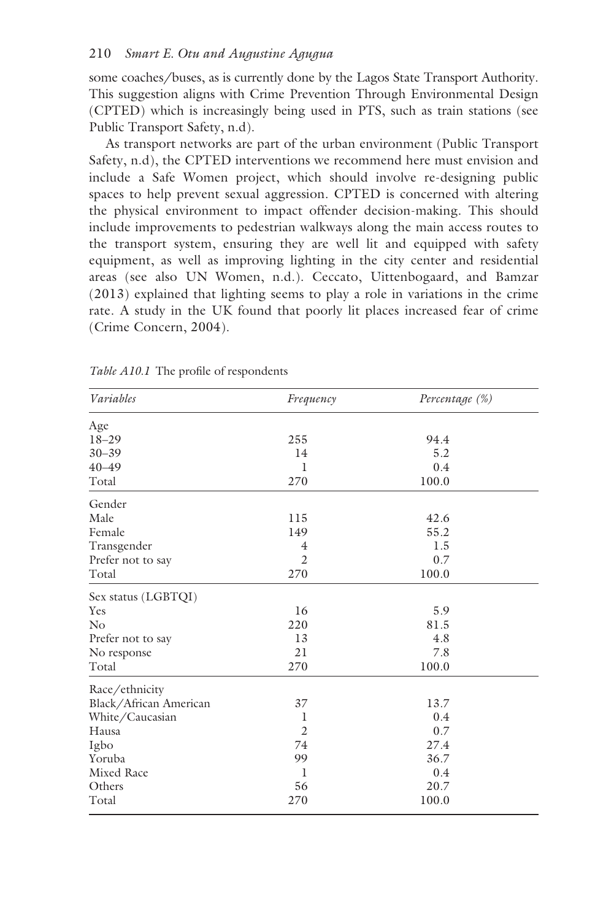some coaches/buses, as is currently done by the Lagos State Transport Authority. This suggestion aligns with Crime Prevention Through Environmental Design (CPTED) which is increasingly being used in PTS, such as train stations (see Public Transport Safety, n.d).

As transport networks are part of the urban environment (Public Transport Safety, n.d), the CPTED interventions we recommend here must envision and include a Safe Women project, which should involve re-designing public spaces to help prevent sexual aggression. CPTED is concerned with altering the physical environment to impact offender decision-making. This should include improvements to pedestrian walkways along the main access routes to the transport system, ensuring they are well lit and equipped with safety equipment, as well as improving lighting in the city center and residential areas (see also UN Women, n.d.). Ceccato, Uittenbogaard, and Bamzar (2013) explained that lighting seems to play a role in variations in the crime rate. A study in the UK found that poorly lit places increased fear of crime (Crime Concern, 2004).

*Table A10.1* The profile of respondents

| *Variables* | *Frequency* | *Percentage (%)* |
|---|---|---|
| Age | | |
| 18–29 | 255 | 94.4 |
| 30–39 | 14 | 5.2 |
| 40–49 | 1 | 0.4 |
| Total | 270 | 100.0 |
| Gender | | |
| Male | 115 | 42.6 |
| Female | 149 | 55.2 |
| Transgender | 4 | 1.5 |
| Prefer not to say | 2 | 0.7 |
| Total | 270 | 100.0 |
| Sex status (LGBTQI) | | |
| Yes | 16 | 5.9 |
| No | 220 | 81.5 |
| Prefer not to say | 13 | 4.8 |
| No response | 21 | 7.8 |
| Total | 270 | 100.0 |
| Race/ethnicity | | |
| Black/African American | 37 | 13.7 |
| White/Caucasian | 1 | 0.4 |
| Hausa | 2 | 0.7 |
| Igbo | 74 | 27.4 |
| Yoruba | 99 | 36.7 |
| Mixed Race | 1 | 0.4 |
| Others | 56 | 20.7 |
| Total | 270 | 100.0 |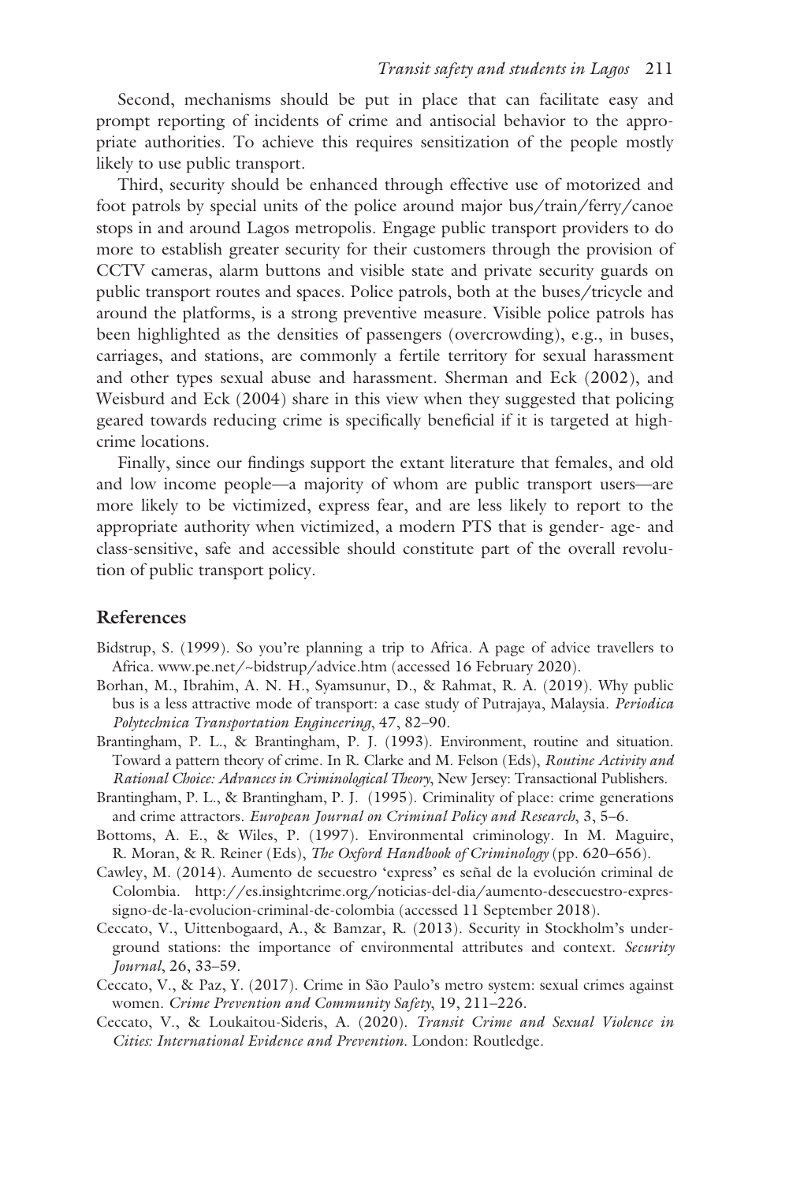Second, mechanisms should be put in place that can facilitate easy and prompt reporting of incidents of crime and antisocial behavior to the appropriate authorities. To achieve this requires sensitization of the people mostly likely to use public transport.

Third, security should be enhanced through effective use of motorized and foot patrols by special units of the police around major bus/train/ferry/canoe stops in and around Lagos metropolis. Engage public transport providers to do more to establish greater security for their customers through the provision of CCTV cameras, alarm buttons and visible state and private security guards on public transport routes and spaces. Police patrols, both at the buses/tricycle and around the platforms, is a strong preventive measure. Visible police patrols has been highlighted as the densities of passengers (overcrowding), e.g., in buses, carriages, and stations, are commonly a fertile territory for sexual harassment and other types sexual abuse and harassment. Sherman and Eck (2002), and Weisburd and Eck (2004) share in this view when they suggested that policing geared towards reducing crime is specifically beneficial if it is targeted at high-crime locations.

Finally, since our findings support the extant literature that females, and old and low income people—a majority of whom are public transport users—are more likely to be victimized, express fear, and are less likely to report to the appropriate authority when victimized, a modern PTS that is gender- age- and class-sensitive, safe and accessible should constitute part of the overall revolution of public transport policy.

## References

Bidstrup, S. (1999). So you're planning a trip to Africa. A page of advice travellers to Africa. www.pe.net/~bidstrup/advice.htm (accessed 16 February 2020).

Borhan, M., Ibrahim, A. N. H., Syamsunur, D., & Rahmat, R. A. (2019). Why public bus is a less attractive mode of transport: a case study of Putrajaya, Malaysia. *Periodica Polytechnica Transportation Engineering*, 47, 82–90.

Brantingham, P. L., & Brantingham, P. J. (1993). Environment, routine and situation. Toward a pattern theory of crime. In R. Clarke and M. Felson (Eds), *Routine Activity and Rational Choice: Advances in Criminological Theory*, New Jersey: Transactional Publishers.

Brantingham, P. L., & Brantingham, P. J. (1995). Criminality of place: crime generations and crime attractors. *European Journal on Criminal Policy and Research*, 3, 5–6.

Bottoms, A. E., & Wiles, P. (1997). Environmental criminology. In M. Maguire, R. Moran, & R. Reiner (Eds), *The Oxford Handbook of Criminology* (pp. 620–656).

Cawley, M. (2014). Aumento de secuestro 'express' es señal de la evolución criminal de Colombia. http://es.insightcrime.org/noticias-del-dia/aumento-desecuestro-express-signo-de-la-evolucion-criminal-de-colombia (accessed 11 September 2018).

Ceccato, V., Uittenbogaard, A., & Bamzar, R. (2013). Security in Stockholm's underground stations: the importance of environmental attributes and context. *Security Journal*, 26, 33–59.

Ceccato, V., & Paz, Y. (2017). Crime in São Paulo's metro system: sexual crimes against women. *Crime Prevention and Community Safety*, 19, 211–226.

Ceccato, V., & Loukaitou-Sideris, A. (2020). *Transit Crime and Sexual Violence in Cities: International Evidence and Prevention*. London: Routledge.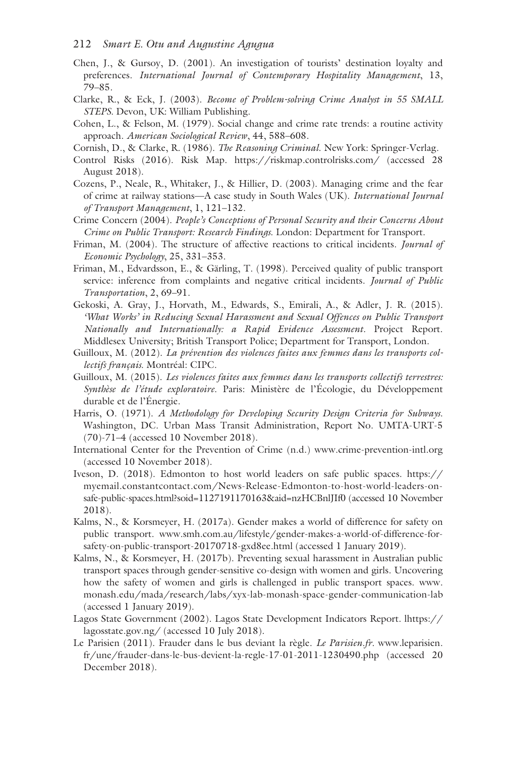Chen, J., & Gursoy, D. (2001). An investigation of tourists' destination loyalty and preferences. *International Journal of Contemporary Hospitality Management*, 13, 79–85.

Clarke, R., & Eck, J. (2003). *Become of Problem-solving Crime Analyst in 55 SMALL STEPS*. Devon, UK: William Publishing.

Cohen, L., & Felson, M. (1979). Social change and crime rate trends: a routine activity approach. *American Sociological Review*, 44, 588–608.

Cornish, D., & Clarke, R. (1986). *The Reasoning Criminal*. New York: Springer-Verlag.

Control Risks (2016). Risk Map. https://riskmap.controlrisks.com/ (accessed 28 August 2018).

Cozens, P., Neale, R., Whitaker, J., & Hillier, D. (2003). Managing crime and the fear of crime at railway stations—A case study in South Wales (UK). *International Journal of Transport Management*, 1, 121–132.

Crime Concern (2004). *People's Conceptions of Personal Security and their Concerns About Crime on Public Transport: Research Findings*. London: Department for Transport.

Friman, M. (2004). The structure of affective reactions to critical incidents. *Journal of Economic Psychology*, 25, 331–353.

Friman, M., Edvardsson, E., & Gärling, T. (1998). Perceived quality of public transport service: inference from complaints and negative critical incidents. *Journal of Public Transportation*, 2, 69–91.

Gekoski, A. Gray, J., Horvath, M., Edwards, S., Emirali, A., & Adler, J. R. (2015). *'What Works' in Reducing Sexual Harassment and Sexual Offences on Public Transport Nationally and Internationally: a Rapid Evidence Assessment*. Project Report. Middlesex University; British Transport Police; Department for Transport, London.

Guilloux, M. (2012). *La prévention des violences faites aux femmes dans les transports collectifs français*. Montréal: CIPC.

Guilloux, M. (2015). *Les violences faites aux femmes dans les transports collectifs terrestres: Synthèse de l'étude exploratoire*. Paris: Ministère de l'Écologie, du Développement durable et de l'Énergie.

Harris, O. (1971). *A Methodology for Developing Security Design Criteria for Subways*. Washington, DC. Urban Mass Transit Administration, Report No. UMTA-URT-5 (70)-71–4 (accessed 10 November 2018).

International Center for the Prevention of Crime (n.d.) www.crime-prevention-intl.org (accessed 10 November 2018).

Iveson, D. (2018). Edmonton to host world leaders on safe public spaces. https://myemail.constantcontact.com/News-Release-Edmonton-to-host-world-leaders-on-safe-public-spaces.html?soid=1127191170163&aid=nzHCBnlJIf0 (accessed 10 November 2018).

Kalms, N., & Korsmeyer, H. (2017a). Gender makes a world of difference for safety on public transport. www.smh.com.au/lifestyle/gender-makes-a-world-of-difference-for-safety-on-public-transport-20170718-gxd8ee.html (accessed 1 January 2019).

Kalms, N., & Korsmeyer, H. (2017b). Preventing sexual harassment in Australian public transport spaces through gender-sensitive co-design with women and girls. Uncovering how the safety of women and girls is challenged in public transport spaces. www.monash.edu/mada/research/labs/xyx-lab-monash-space-gender-communication-lab (accessed 1 January 2019).

Lagos State Government (2002). Lagos State Development Indicators Report. lhttps://lagosstate.gov.ng/ (accessed 10 July 2018).

Le Parisien (2011). Frauder dans le bus deviant la règle. *Le Parisien.fr*. www.leparisien.fr/une/frauder-dans-le-bus-devient-la-regle-17-01-2011-1230490.php (accessed 20 December 2018).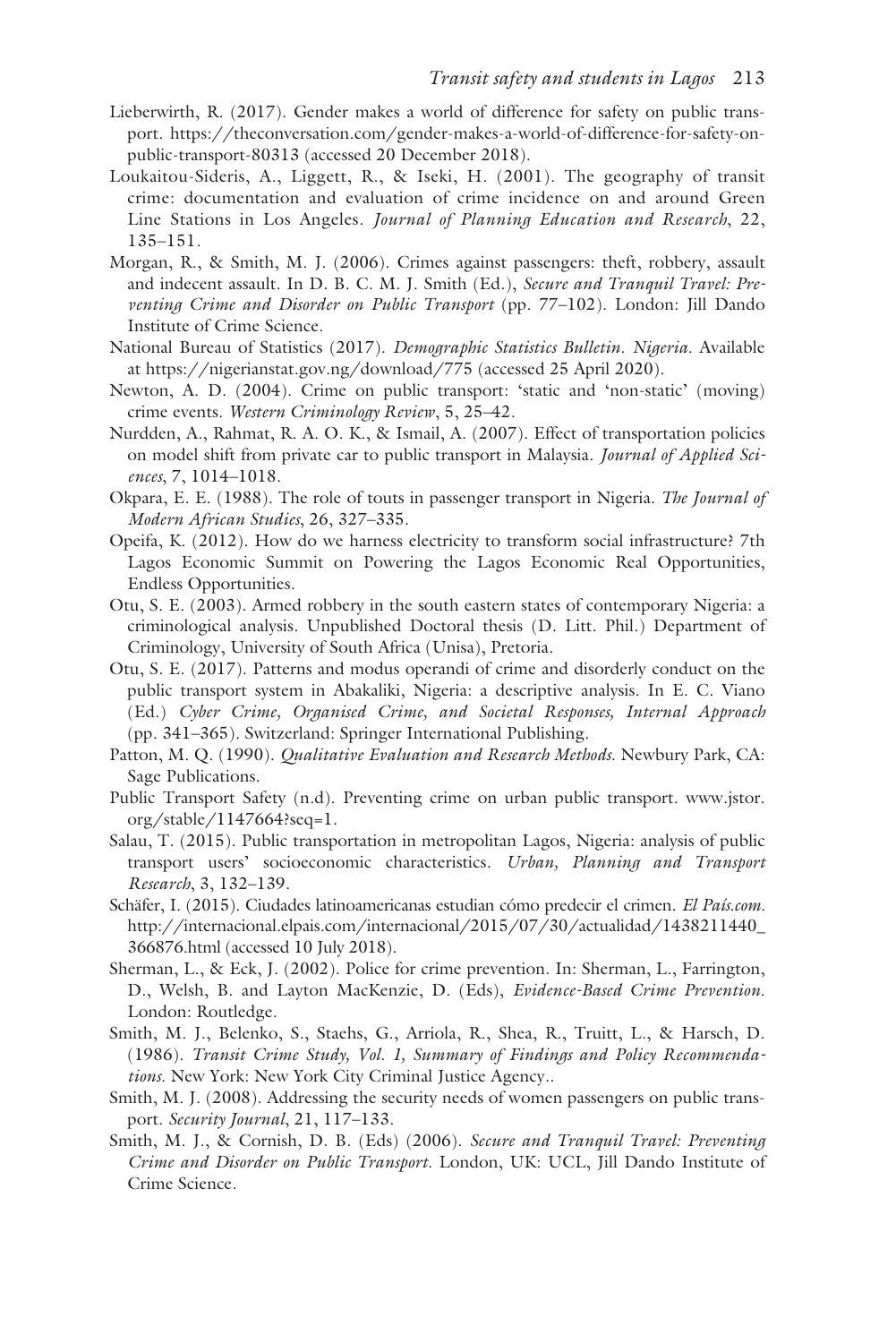Lieberwirth, R. (2017). Gender makes a world of difference for safety on public transport. https://theconversation.com/gender-makes-a-world-of-difference-for-safety-on-public-transport-80313 (accessed 20 December 2018).

Loukaitou-Sideris, A., Liggett, R., & Iseki, H. (2001). The geography of transit crime: documentation and evaluation of crime incidence on and around Green Line Stations in Los Angeles. *Journal of Planning Education and Research*, 22, 135–151.

Morgan, R., & Smith, M. J. (2006). Crimes against passengers: theft, robbery, assault and indecent assault. In D. B. C. M. J. Smith (Ed.), *Secure and Tranquil Travel: Preventing Crime and Disorder on Public Transport* (pp. 77–102). London: Jill Dando Institute of Crime Science.

National Bureau of Statistics (2017). *Demographic Statistics Bulletin. Nigeria*. Available at https://nigerianstat.gov.ng/download/775 (accessed 25 April 2020).

Newton, A. D. (2004). Crime on public transport: 'static and 'non-static' (moving) crime events. *Western Criminology Review*, 5, 25–42.

Nurdden, A., Rahmat, R. A. O. K., & Ismail, A. (2007). Effect of transportation policies on model shift from private car to public transport in Malaysia. *Journal of Applied Sciences*, 7, 1014–1018.

Okpara, E. E. (1988). The role of touts in passenger transport in Nigeria. *The Journal of Modern African Studies*, 26, 327–335.

Opeifa, K. (2012). How do we harness electricity to transform social infrastructure? 7th Lagos Economic Summit on Powering the Lagos Economic Real Opportunities, Endless Opportunities.

Otu, S. E. (2003). Armed robbery in the south eastern states of contemporary Nigeria: a criminological analysis. Unpublished Doctoral thesis (D. Litt. Phil.) Department of Criminology, University of South Africa (Unisa), Pretoria.

Otu, S. E. (2017). Patterns and modus operandi of crime and disorderly conduct on the public transport system in Abakaliki, Nigeria: a descriptive analysis. In E. C. Viano (Ed.) *Cyber Crime, Organised Crime, and Societal Responses, Internal Approach* (pp. 341–365). Switzerland: Springer International Publishing.

Patton, M. Q. (1990). *Qualitative Evaluation and Research Methods*. Newbury Park, CA: Sage Publications.

Public Transport Safety (n.d). Preventing crime on urban public transport. www.jstor.org/stable/1147664?seq=1.

Salau, T. (2015). Public transportation in metropolitan Lagos, Nigeria: analysis of public transport users' socioeconomic characteristics. *Urban, Planning and Transport Research*, 3, 132–139.

Schäfer, I. (2015). Ciudades latinoamericanas estudian cómo predecir el crimen. *El País.com*. http://internacional.elpais.com/internacional/2015/07/30/actualidad/1438211440_366876.html (accessed 10 July 2018).

Sherman, L., & Eck, J. (2002). Police for crime prevention. In: Sherman, L., Farrington, D., Welsh, B. and Layton MacKenzie, D. (Eds), *Evidence-Based Crime Prevention*. London: Routledge.

Smith, M. J., Belenko, S., Staehs, G., Arriola, R., Shea, R., Truitt, L., & Harsch, D. (1986). *Transit Crime Study, Vol. 1, Summary of Findings and Policy Recommendations*. New York: New York City Criminal Justice Agency..

Smith, M. J. (2008). Addressing the security needs of women passengers on public transport. *Security Journal*, 21, 117–133.

Smith, M. J., & Cornish, D. B. (Eds) (2006). *Secure and Tranquil Travel: Preventing Crime and Disorder on Public Transport*. London, UK: UCL, Jill Dando Institute of Crime Science.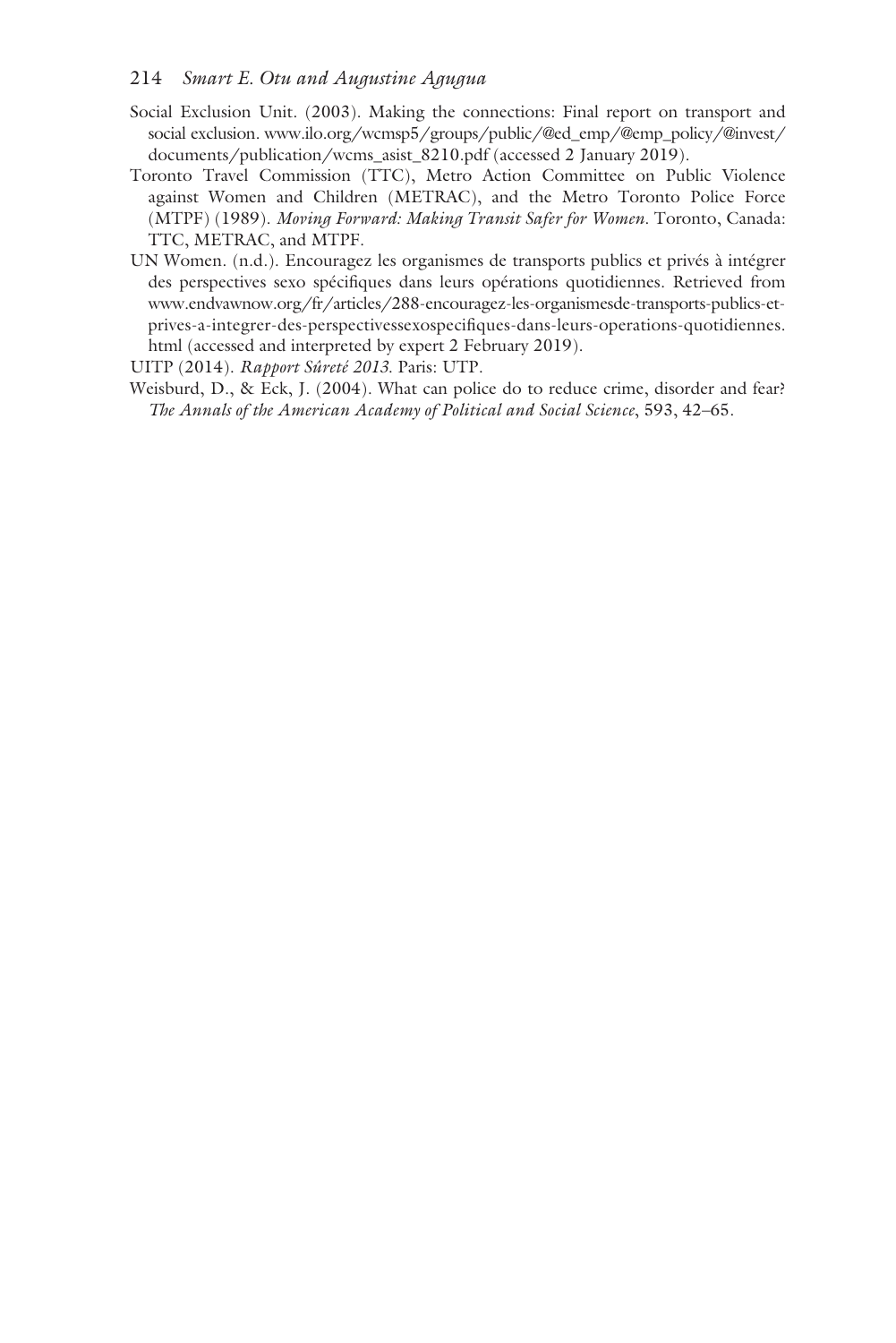Social Exclusion Unit. (2003). Making the connections: Final report on transport and social exclusion. www.ilo.org/wcmsp5/groups/public/@ed_emp/@emp_policy/@invest/documents/publication/wcms_asist_8210.pdf (accessed 2 January 2019).

Toronto Travel Commission (TTC), Metro Action Committee on Public Violence against Women and Children (METRAC), and the Metro Toronto Police Force (MTPF) (1989). *Moving Forward: Making Transit Safer for Women*. Toronto, Canada: TTC, METRAC, and MTPF.

UN Women. (n.d.). Encouragez les organismes de transports publics et privés à intégrer des perspectives sexo spécifiques dans leurs opérations quotidiennes. Retrieved from www.endvawnow.org/fr/articles/288-encouragez-les-organismesde-transports-publics-et-prives-a-integrer-des-perspectivessexospecifiques-dans-leurs-operations-quotidiennes.html (accessed and interpreted by expert 2 February 2019).

UITP (2014). *Rapport Sûreté 2013*. Paris: UTP.

Weisburd, D., & Eck, J. (2004). What can police do to reduce crime, disorder and fear? *The Annals of the American Academy of Political and Social Science*, 593, 42–65.